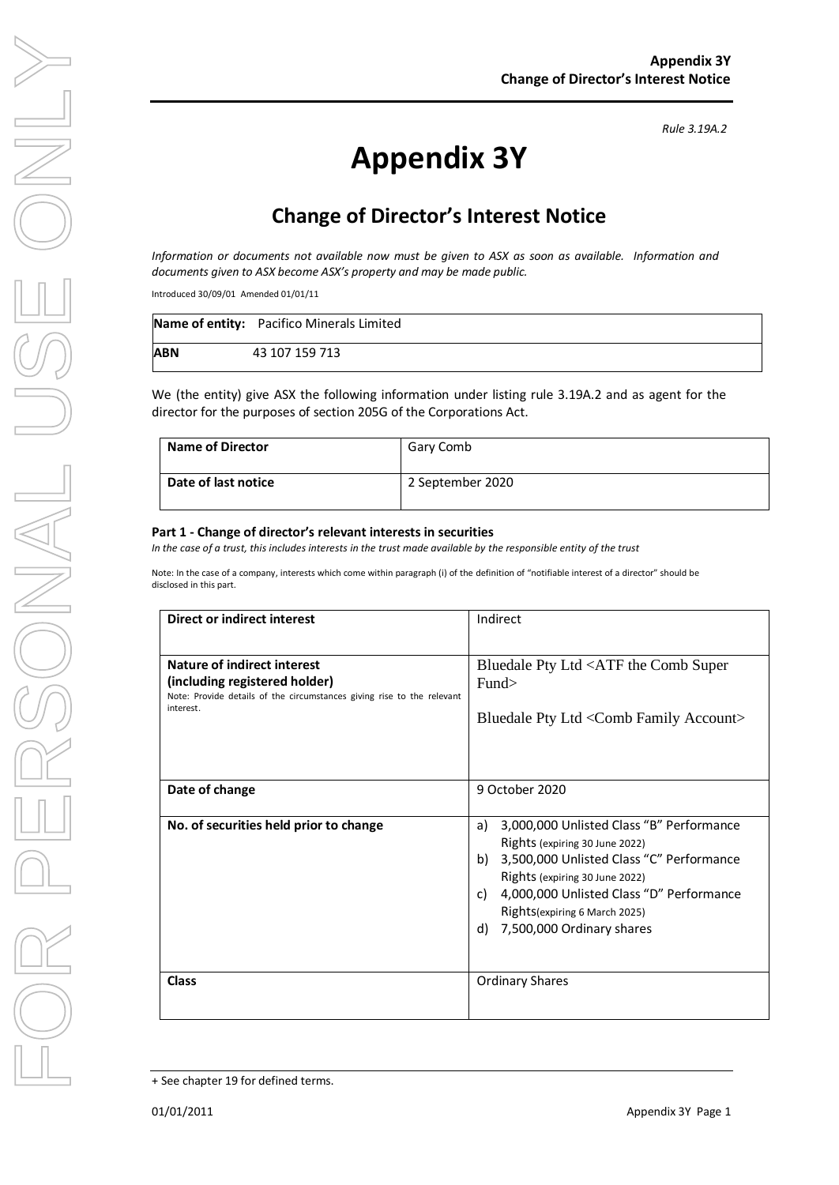*Rule 3.19A.2*

# Appendix 3Y

## Change of Director's Interest Notice

*Information or documents not available now must be given to ASX as soon as available. Information and documents given to ASX become ASX's property and may be made public.*

Introduced 30/09/01 Amended 01/01/11

| **Name of entity:** | Pacifico Minerals Limited |
|---|---|
| **ABN** | 43 107 159 713 |

We (the entity) give ASX the following information under listing rule 3.19A.2 and as agent for the director for the purposes of section 205G of the Corporations Act.

| **Name of Director** | Gary Comb |
|---|---|
| **Date of last notice** | 2 September 2020 |

**Part 1 - Change of director's relevant interests in securities**

*In the case of a trust, this includes interests in the trust made available by the responsible entity of the trust*

Note: In the case of a company, interests which come within paragraph (i) of the definition of "notifiable interest of a director" should be disclosed in this part.

| **Direct or indirect interest** | Indirect |
|---|---|
| **Nature of indirect interest (including registered holder)**<br>Note: Provide details of the circumstances giving rise to the relevant interest. | Bluedale Pty Ltd <ATF the Comb Super Fund><br><br>Bluedale Pty Ltd <Comb Family Account> |
| **Date of change** | 9 October 2020 |
| **No. of securities held prior to change** | a) 3,000,000 Unlisted Class "B" Performance Rights (expiring 30 June 2022)<br>b) 3,500,000 Unlisted Class "C" Performance Rights (expiring 30 June 2022)<br>c) 4,000,000 Unlisted Class "D" Performance Rights(expiring 6 March 2025)<br>d) 7,500,000 Ordinary shares |
| **Class** | Ordinary Shares |

+ See chapter 19 for defined terms.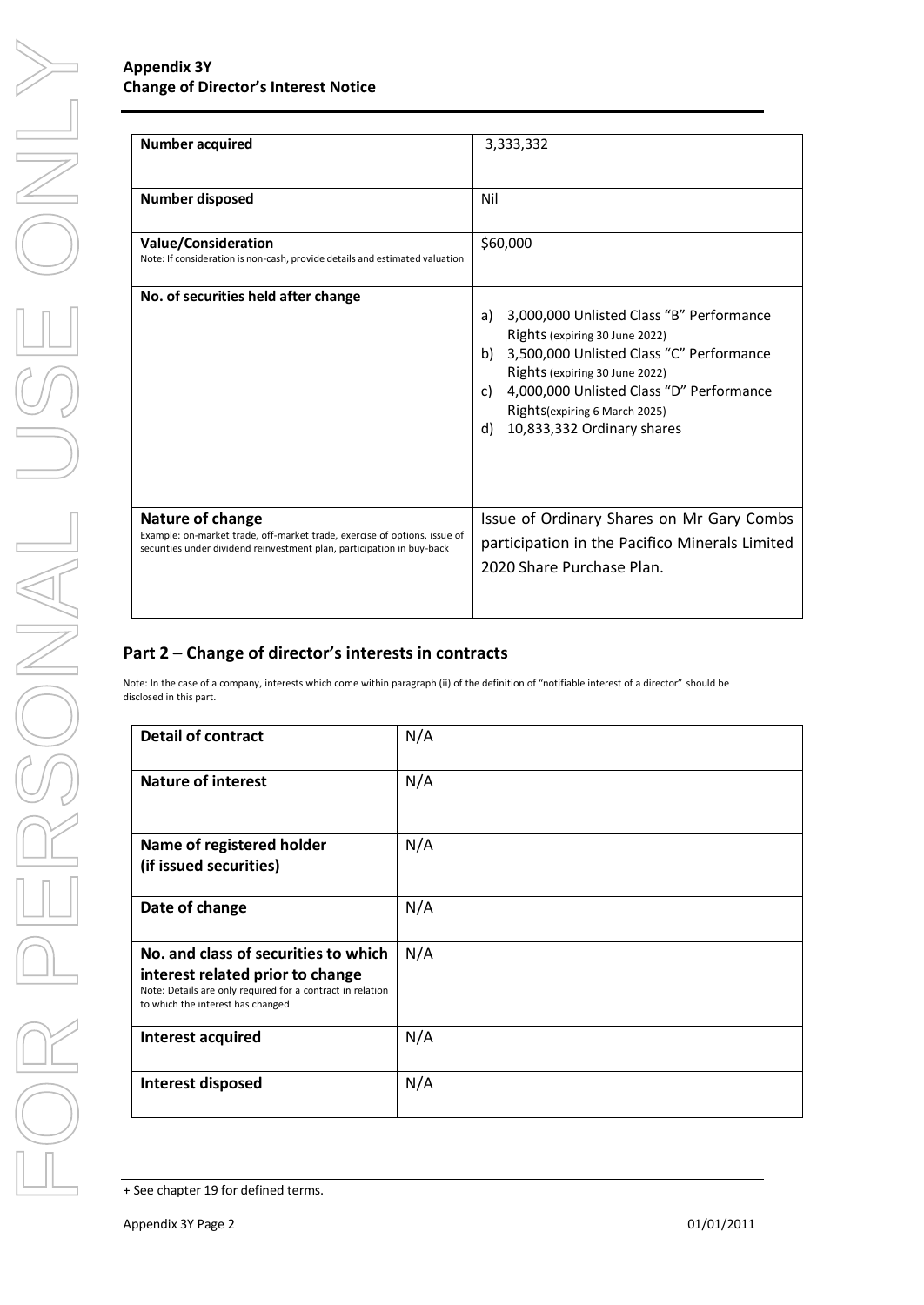| **Number acquired** | 3,333,332 |
|---|---|
| **Number disposed** | Nil |
| **Value/Consideration**<br>Note: If consideration is non-cash, provide details and estimated valuation | $60,000 |
| **No. of securities held after change** | a) 3,000,000 Unlisted Class "B" Performance Rights (expiring 30 June 2022)<br>b) 3,500,000 Unlisted Class "C" Performance Rights (expiring 30 June 2022)<br>c) 4,000,000 Unlisted Class "D" Performance Rights(expiring 6 March 2025)<br>d) 10,833,332 Ordinary shares |
| **Nature of change**<br>Example: on-market trade, off-market trade, exercise of options, issue of securities under dividend reinvestment plan, participation in buy-back | Issue of Ordinary Shares on Mr Gary Combs participation in the Pacifico Minerals Limited 2020 Share Purchase Plan. |

## Part 2 – Change of director's interests in contracts

Note: In the case of a company, interests which come within paragraph (ii) of the definition of "notifiable interest of a director" should be disclosed in this part.

| **Detail of contract** | N/A |
|---|---|
| **Nature of interest** | N/A |
| **Name of registered holder (if issued securities)** | N/A |
| **Date of change** | N/A |
| **No. and class of securities to which interest related prior to change**<br>Note: Details are only required for a contract in relation to which the interest has changed | N/A |
| **Interest acquired** | N/A |
| **Interest disposed** | N/A |

+ See chapter 19 for defined terms.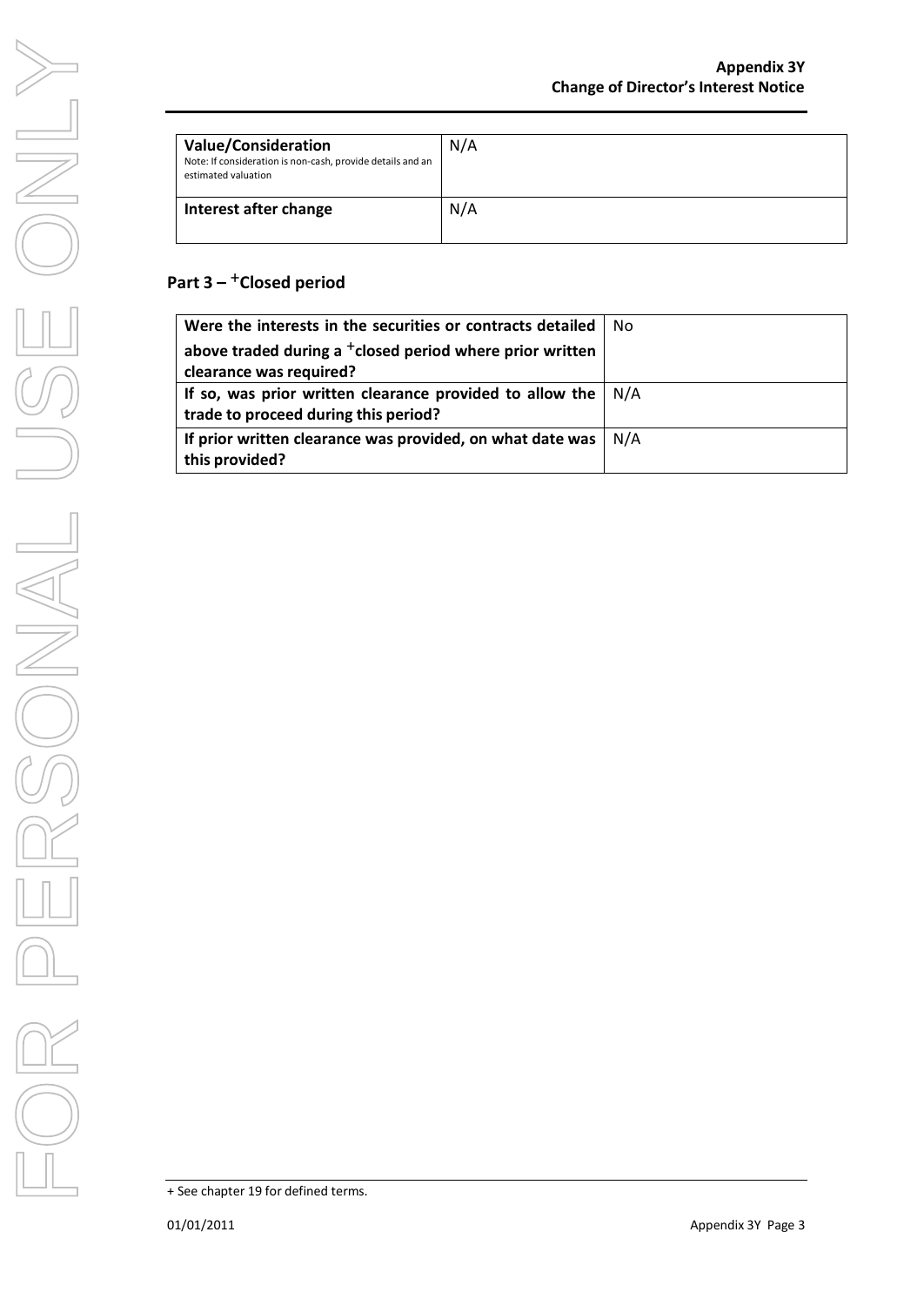| | |
|---|---|
| **Value/Consideration**<br>Note: If consideration is non-cash, provide details and an estimated valuation | N/A |
| **Interest after change** | N/A |

## Part 3 – +Closed period

| | |
|---|---|
| **Were the interests in the securities or contracts detailed above traded during a +closed period where prior written clearance was required?** | No |
| **If so, was prior written clearance provided to allow the trade to proceed during this period?** | N/A |
| **If prior written clearance was provided, on what date was this provided?** | N/A |

+ See chapter 19 for defined terms.